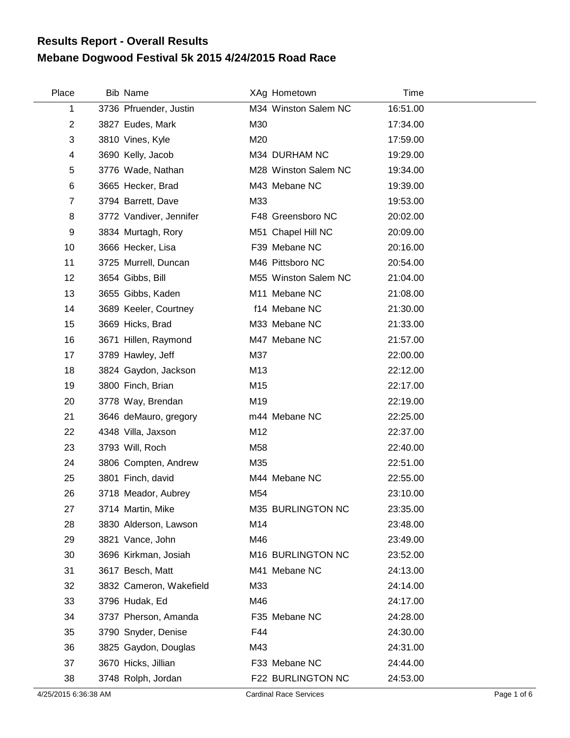# Results Report - Overall Results
## Mebane Dogwood Festival 5k 2015 4/24/2015 Road Race

| Place | Bib | Name | XAg | Hometown | Time |
|---|---|---|---|---|---|
| 1 | 3736 | Pfruender, Justin | M34 | Winston Salem NC | 16:51.00 |
| 2 | 3827 | Eudes, Mark | M30 | | 17:34.00 |
| 3 | 3810 | Vines, Kyle | M20 | | 17:59.00 |
| 4 | 3690 | Kelly, Jacob | M34 | DURHAM NC | 19:29.00 |
| 5 | 3776 | Wade, Nathan | M28 | Winston Salem NC | 19:34.00 |
| 6 | 3665 | Hecker, Brad | M43 | Mebane NC | 19:39.00 |
| 7 | 3794 | Barrett, Dave | M33 | | 19:53.00 |
| 8 | 3772 | Vandiver, Jennifer | F48 | Greensboro NC | 20:02.00 |
| 9 | 3834 | Murtagh, Rory | M51 | Chapel Hill NC | 20:09.00 |
| 10 | 3666 | Hecker, Lisa | F39 | Mebane NC | 20:16.00 |
| 11 | 3725 | Murrell, Duncan | M46 | Pittsboro NC | 20:54.00 |
| 12 | 3654 | Gibbs, Bill | M55 | Winston Salem NC | 21:04.00 |
| 13 | 3655 | Gibbs, Kaden | M11 | Mebane NC | 21:08.00 |
| 14 | 3689 | Keeler, Courtney | f14 | Mebane NC | 21:30.00 |
| 15 | 3669 | Hicks, Brad | M33 | Mebane NC | 21:33.00 |
| 16 | 3671 | Hillen, Raymond | M47 | Mebane NC | 21:57.00 |
| 17 | 3789 | Hawley, Jeff | M37 | | 22:00.00 |
| 18 | 3824 | Gaydon, Jackson | M13 | | 22:12.00 |
| 19 | 3800 | Finch, Brian | M15 | | 22:17.00 |
| 20 | 3778 | Way, Brendan | M19 | | 22:19.00 |
| 21 | 3646 | deMauro, gregory | m44 | Mebane NC | 22:25.00 |
| 22 | 4348 | Villa, Jaxson | M12 | | 22:37.00 |
| 23 | 3793 | Will, Roch | M58 | | 22:40.00 |
| 24 | 3806 | Compten, Andrew | M35 | | 22:51.00 |
| 25 | 3801 | Finch, david | M44 | Mebane NC | 22:55.00 |
| 26 | 3718 | Meador, Aubrey | M54 | | 23:10.00 |
| 27 | 3714 | Martin, Mike | M35 | BURLINGTON NC | 23:35.00 |
| 28 | 3830 | Alderson, Lawson | M14 | | 23:48.00 |
| 29 | 3821 | Vance, John | M46 | | 23:49.00 |
| 30 | 3696 | Kirkman, Josiah | M16 | BURLINGTON NC | 23:52.00 |
| 31 | 3617 | Besch, Matt | M41 | Mebane NC | 24:13.00 |
| 32 | 3832 | Cameron, Wakefield | M33 | | 24:14.00 |
| 33 | 3796 | Hudak, Ed | M46 | | 24:17.00 |
| 34 | 3737 | Pherson, Amanda | F35 | Mebane NC | 24:28.00 |
| 35 | 3790 | Snyder, Denise | F44 | | 24:30.00 |
| 36 | 3825 | Gaydon, Douglas | M43 | | 24:31.00 |
| 37 | 3670 | Hicks, Jillian | F33 | Mebane NC | 24:44.00 |
| 38 | 3748 | Rolph, Jordan | F22 | BURLINGTON NC | 24:53.00 |

4/25/2015 6:36:38 AM Cardinal Race Services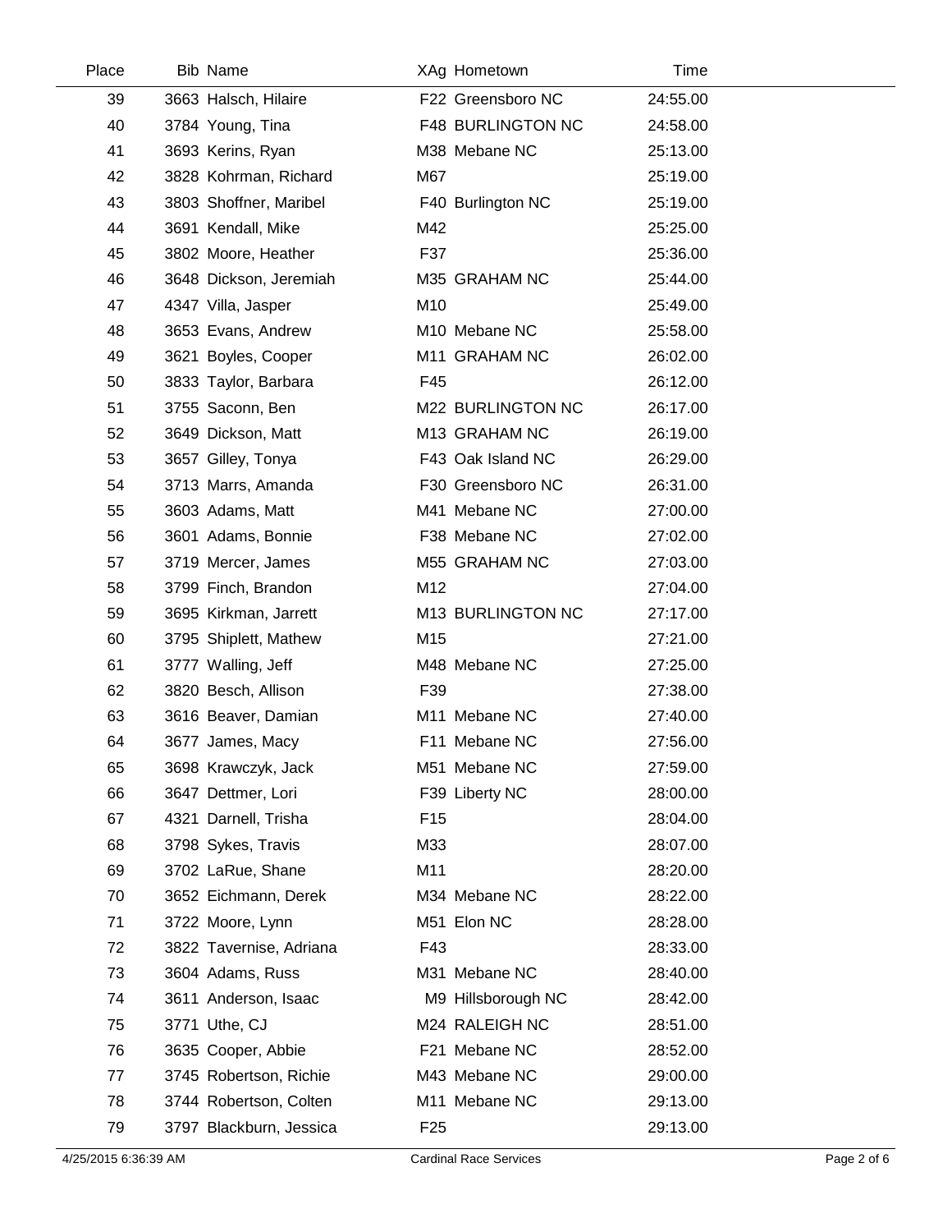| Place | Bib | Name | XAg | Hometown | Time |
|---|---|---|---|---|---|
| 39 | 3663 | Halsch, Hilaire | F22 | Greensboro NC | 24:55.00 |
| 40 | 3784 | Young, Tina | F48 | BURLINGTON NC | 24:58.00 |
| 41 | 3693 | Kerins, Ryan | M38 | Mebane NC | 25:13.00 |
| 42 | 3828 | Kohrman, Richard | M67 | | 25:19.00 |
| 43 | 3803 | Shoffner, Maribel | F40 | Burlington NC | 25:19.00 |
| 44 | 3691 | Kendall, Mike | M42 | | 25:25.00 |
| 45 | 3802 | Moore, Heather | F37 | | 25:36.00 |
| 46 | 3648 | Dickson, Jeremiah | M35 | GRAHAM NC | 25:44.00 |
| 47 | 4347 | Villa, Jasper | M10 | | 25:49.00 |
| 48 | 3653 | Evans, Andrew | M10 | Mebane NC | 25:58.00 |
| 49 | 3621 | Boyles, Cooper | M11 | GRAHAM NC | 26:02.00 |
| 50 | 3833 | Taylor, Barbara | F45 | | 26:12.00 |
| 51 | 3755 | Saconn, Ben | M22 | BURLINGTON NC | 26:17.00 |
| 52 | 3649 | Dickson, Matt | M13 | GRAHAM NC | 26:19.00 |
| 53 | 3657 | Gilley, Tonya | F43 | Oak Island NC | 26:29.00 |
| 54 | 3713 | Marrs, Amanda | F30 | Greensboro NC | 26:31.00 |
| 55 | 3603 | Adams, Matt | M41 | Mebane NC | 27:00.00 |
| 56 | 3601 | Adams, Bonnie | F38 | Mebane NC | 27:02.00 |
| 57 | 3719 | Mercer, James | M55 | GRAHAM NC | 27:03.00 |
| 58 | 3799 | Finch, Brandon | M12 | | 27:04.00 |
| 59 | 3695 | Kirkman, Jarrett | M13 | BURLINGTON NC | 27:17.00 |
| 60 | 3795 | Shiplett, Mathew | M15 | | 27:21.00 |
| 61 | 3777 | Walling, Jeff | M48 | Mebane NC | 27:25.00 |
| 62 | 3820 | Besch, Allison | F39 | | 27:38.00 |
| 63 | 3616 | Beaver, Damian | M11 | Mebane NC | 27:40.00 |
| 64 | 3677 | James, Macy | F11 | Mebane NC | 27:56.00 |
| 65 | 3698 | Krawczyk, Jack | M51 | Mebane NC | 27:59.00 |
| 66 | 3647 | Dettmer, Lori | F39 | Liberty NC | 28:00.00 |
| 67 | 4321 | Darnell, Trisha | F15 | | 28:04.00 |
| 68 | 3798 | Sykes, Travis | M33 | | 28:07.00 |
| 69 | 3702 | LaRue, Shane | M11 | | 28:20.00 |
| 70 | 3652 | Eichmann, Derek | M34 | Mebane NC | 28:22.00 |
| 71 | 3722 | Moore, Lynn | M51 | Elon NC | 28:28.00 |
| 72 | 3822 | Tavernise, Adriana | F43 | | 28:33.00 |
| 73 | 3604 | Adams, Russ | M31 | Mebane NC | 28:40.00 |
| 74 | 3611 | Anderson, Isaac | M9 | Hillsborough NC | 28:42.00 |
| 75 | 3771 | Uthe, CJ | M24 | RALEIGH NC | 28:51.00 |
| 76 | 3635 | Cooper, Abbie | F21 | Mebane NC | 28:52.00 |
| 77 | 3745 | Robertson, Richie | M43 | Mebane NC | 29:00.00 |
| 78 | 3744 | Robertson, Colten | M11 | Mebane NC | 29:13.00 |
| 79 | 3797 | Blackburn, Jessica | F25 | | 29:13.00 |

4/25/2015 6:36:39 AM    Cardinal Race Services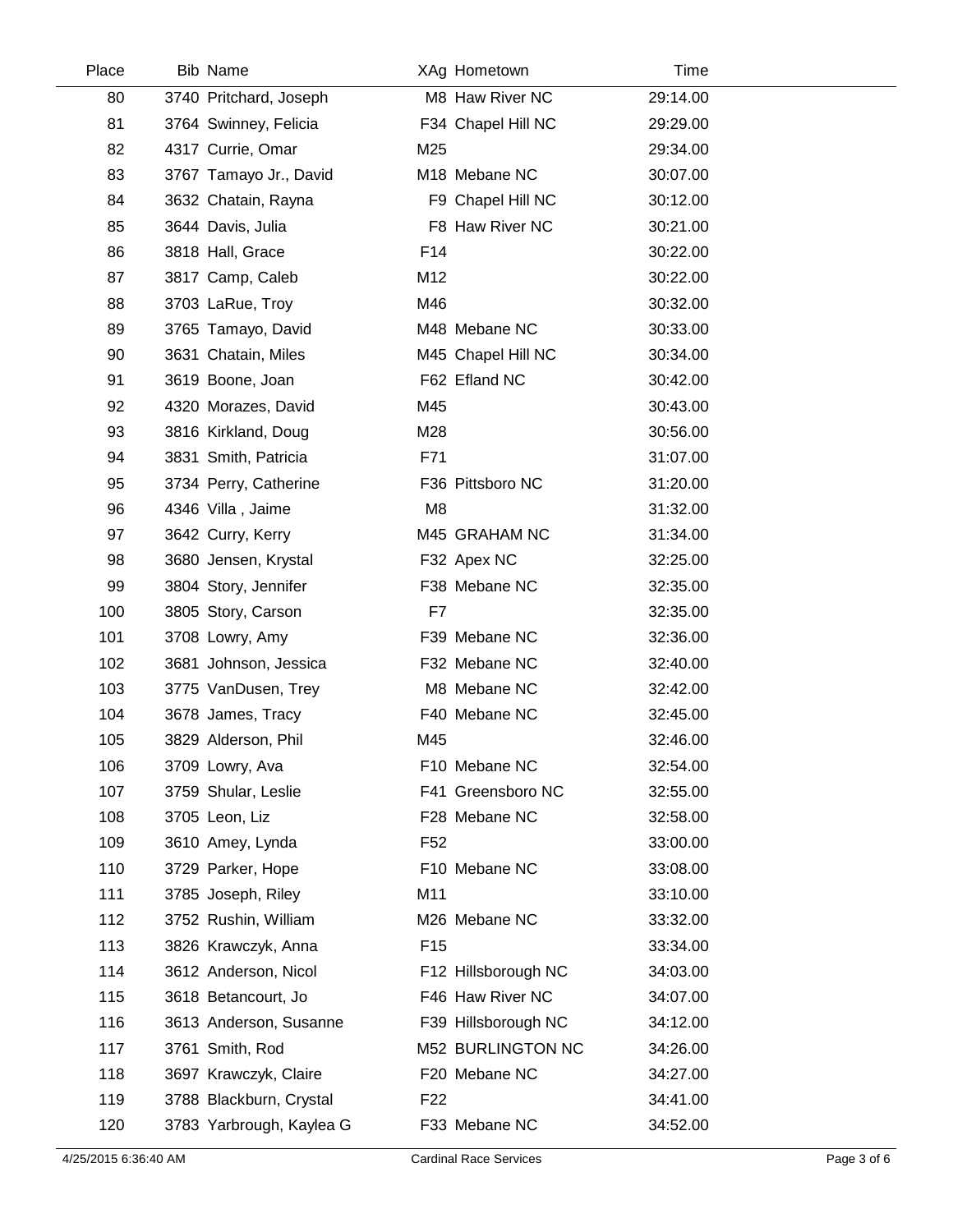| Place | Bib | Name | XAg | Hometown | Time |
|---|---|---|---|---|---|
| 80 | 3740 | Pritchard, Joseph | M8 | Haw River NC | 29:14.00 |
| 81 | 3764 | Swinney, Felicia | F34 | Chapel Hill NC | 29:29.00 |
| 82 | 4317 | Currie, Omar | M25 | | 29:34.00 |
| 83 | 3767 | Tamayo Jr., David | M18 | Mebane NC | 30:07.00 |
| 84 | 3632 | Chatain, Rayna | F9 | Chapel Hill NC | 30:12.00 |
| 85 | 3644 | Davis, Julia | F8 | Haw River NC | 30:21.00 |
| 86 | 3818 | Hall, Grace | F14 | | 30:22.00 |
| 87 | 3817 | Camp, Caleb | M12 | | 30:22.00 |
| 88 | 3703 | LaRue, Troy | M46 | | 30:32.00 |
| 89 | 3765 | Tamayo, David | M48 | Mebane NC | 30:33.00 |
| 90 | 3631 | Chatain, Miles | M45 | Chapel Hill NC | 30:34.00 |
| 91 | 3619 | Boone, Joan | F62 | Efland NC | 30:42.00 |
| 92 | 4320 | Morazes, David | M45 | | 30:43.00 |
| 93 | 3816 | Kirkland, Doug | M28 | | 30:56.00 |
| 94 | 3831 | Smith, Patricia | F71 | | 31:07.00 |
| 95 | 3734 | Perry, Catherine | F36 | Pittsboro NC | 31:20.00 |
| 96 | 4346 | Villa , Jaime | M8 | | 31:32.00 |
| 97 | 3642 | Curry, Kerry | M45 | GRAHAM NC | 31:34.00 |
| 98 | 3680 | Jensen, Krystal | F32 | Apex NC | 32:25.00 |
| 99 | 3804 | Story, Jennifer | F38 | Mebane NC | 32:35.00 |
| 100 | 3805 | Story, Carson | F7 | | 32:35.00 |
| 101 | 3708 | Lowry, Amy | F39 | Mebane NC | 32:36.00 |
| 102 | 3681 | Johnson, Jessica | F32 | Mebane NC | 32:40.00 |
| 103 | 3775 | VanDusen, Trey | M8 | Mebane NC | 32:42.00 |
| 104 | 3678 | James, Tracy | F40 | Mebane NC | 32:45.00 |
| 105 | 3829 | Alderson, Phil | M45 | | 32:46.00 |
| 106 | 3709 | Lowry, Ava | F10 | Mebane NC | 32:54.00 |
| 107 | 3759 | Shular, Leslie | F41 | Greensboro NC | 32:55.00 |
| 108 | 3705 | Leon, Liz | F28 | Mebane NC | 32:58.00 |
| 109 | 3610 | Amey, Lynda | F52 | | 33:00.00 |
| 110 | 3729 | Parker, Hope | F10 | Mebane NC | 33:08.00 |
| 111 | 3785 | Joseph, Riley | M11 | | 33:10.00 |
| 112 | 3752 | Rushin, William | M26 | Mebane NC | 33:32.00 |
| 113 | 3826 | Krawczyk, Anna | F15 | | 33:34.00 |
| 114 | 3612 | Anderson, Nicol | F12 | Hillsborough NC | 34:03.00 |
| 115 | 3618 | Betancourt, Jo | F46 | Haw River NC | 34:07.00 |
| 116 | 3613 | Anderson, Susanne | F39 | Hillsborough NC | 34:12.00 |
| 117 | 3761 | Smith, Rod | M52 | BURLINGTON NC | 34:26.00 |
| 118 | 3697 | Krawczyk, Claire | F20 | Mebane NC | 34:27.00 |
| 119 | 3788 | Blackburn, Crystal | F22 | | 34:41.00 |
| 120 | 3783 | Yarbrough, Kaylea G | F33 | Mebane NC | 34:52.00 |

4/25/2015 6:36:40 AM Cardinal Race Services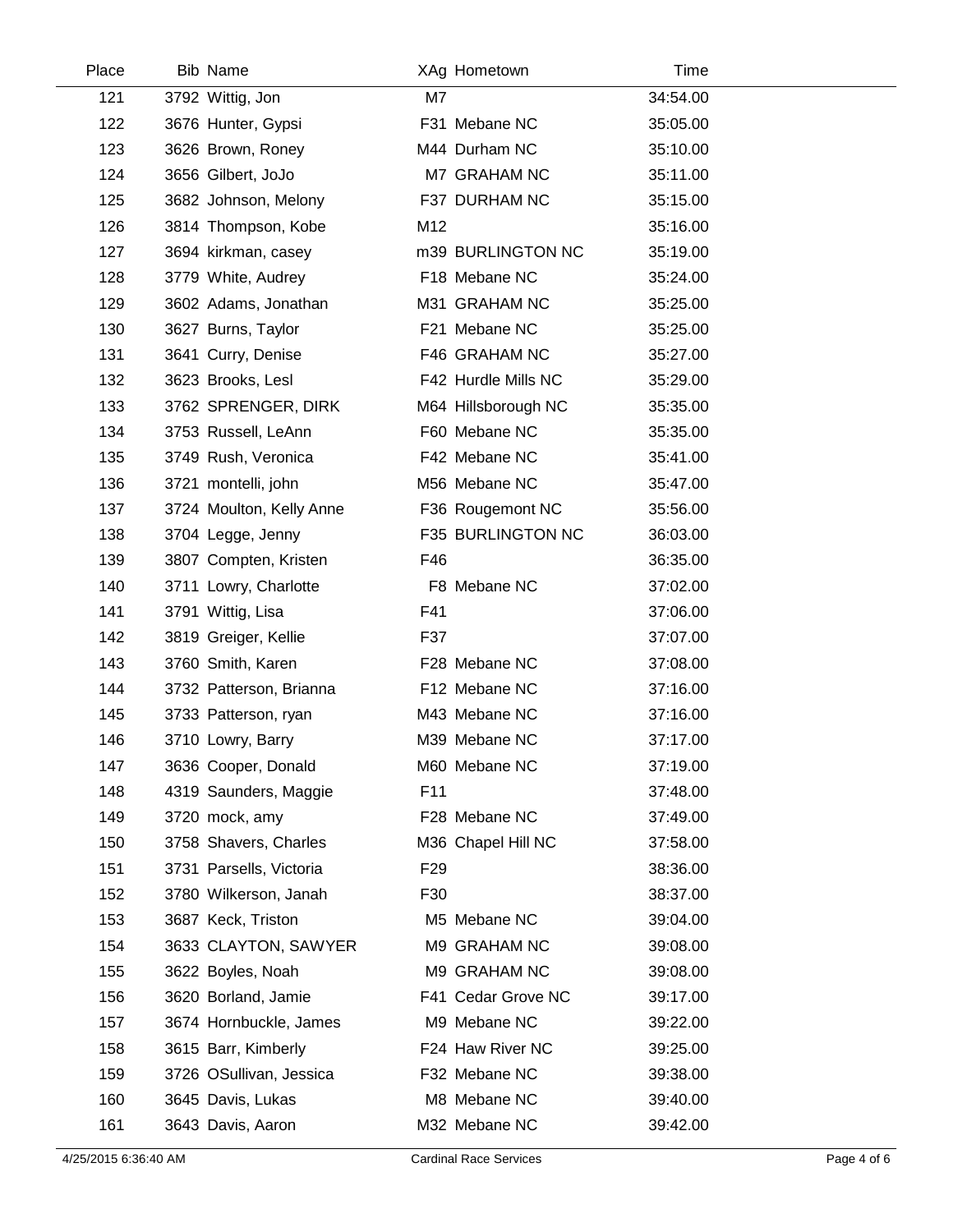| Place | Bib | Name | XAg | Hometown | Time |
|---|---|---|---|---|---|
| 121 | 3792 | Wittig, Jon | M7 | | 34:54.00 |
| 122 | 3676 | Hunter, Gypsi | F31 | Mebane NC | 35:05.00 |
| 123 | 3626 | Brown, Roney | M44 | Durham NC | 35:10.00 |
| 124 | 3656 | Gilbert, JoJo | M7 | GRAHAM NC | 35:11.00 |
| 125 | 3682 | Johnson, Melony | F37 | DURHAM NC | 35:15.00 |
| 126 | 3814 | Thompson, Kobe | M12 | | 35:16.00 |
| 127 | 3694 | kirkman, casey | m39 | BURLINGTON NC | 35:19.00 |
| 128 | 3779 | White, Audrey | F18 | Mebane NC | 35:24.00 |
| 129 | 3602 | Adams, Jonathan | M31 | GRAHAM NC | 35:25.00 |
| 130 | 3627 | Burns, Taylor | F21 | Mebane NC | 35:25.00 |
| 131 | 3641 | Curry, Denise | F46 | GRAHAM NC | 35:27.00 |
| 132 | 3623 | Brooks, Lesl | F42 | Hurdle Mills NC | 35:29.00 |
| 133 | 3762 | SPRENGER, DIRK | M64 | Hillsborough NC | 35:35.00 |
| 134 | 3753 | Russell, LeAnn | F60 | Mebane NC | 35:35.00 |
| 135 | 3749 | Rush, Veronica | F42 | Mebane NC | 35:41.00 |
| 136 | 3721 | montelli, john | M56 | Mebane NC | 35:47.00 |
| 137 | 3724 | Moulton, Kelly Anne | F36 | Rougemont NC | 35:56.00 |
| 138 | 3704 | Legge, Jenny | F35 | BURLINGTON NC | 36:03.00 |
| 139 | 3807 | Compten, Kristen | F46 | | 36:35.00 |
| 140 | 3711 | Lowry, Charlotte | F8 | Mebane NC | 37:02.00 |
| 141 | 3791 | Wittig, Lisa | F41 | | 37:06.00 |
| 142 | 3819 | Greiger, Kellie | F37 | | 37:07.00 |
| 143 | 3760 | Smith, Karen | F28 | Mebane NC | 37:08.00 |
| 144 | 3732 | Patterson, Brianna | F12 | Mebane NC | 37:16.00 |
| 145 | 3733 | Patterson, ryan | M43 | Mebane NC | 37:16.00 |
| 146 | 3710 | Lowry, Barry | M39 | Mebane NC | 37:17.00 |
| 147 | 3636 | Cooper, Donald | M60 | Mebane NC | 37:19.00 |
| 148 | 4319 | Saunders, Maggie | F11 | | 37:48.00 |
| 149 | 3720 | mock, amy | F28 | Mebane NC | 37:49.00 |
| 150 | 3758 | Shavers, Charles | M36 | Chapel Hill NC | 37:58.00 |
| 151 | 3731 | Parsells, Victoria | F29 | | 38:36.00 |
| 152 | 3780 | Wilkerson, Janah | F30 | | 38:37.00 |
| 153 | 3687 | Keck, Triston | M5 | Mebane NC | 39:04.00 |
| 154 | 3633 | CLAYTON, SAWYER | M9 | GRAHAM NC | 39:08.00 |
| 155 | 3622 | Boyles, Noah | M9 | GRAHAM NC | 39:08.00 |
| 156 | 3620 | Borland, Jamie | F41 | Cedar Grove NC | 39:17.00 |
| 157 | 3674 | Hornbuckle, James | M9 | Mebane NC | 39:22.00 |
| 158 | 3615 | Barr, Kimberly | F24 | Haw River NC | 39:25.00 |
| 159 | 3726 | OSullivan, Jessica | F32 | Mebane NC | 39:38.00 |
| 160 | 3645 | Davis, Lukas | M8 | Mebane NC | 39:40.00 |
| 161 | 3643 | Davis, Aaron | M32 | Mebane NC | 39:42.00 |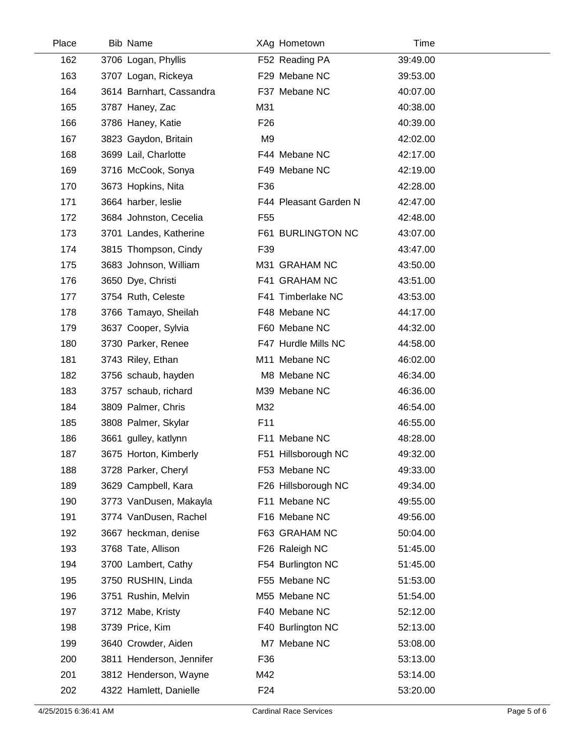| Place | Bib | Name | XAg | Hometown | Time |
|---|---|---|---|---|---|
| 162 | 3706 | Logan, Phyllis | F52 | Reading PA | 39:49.00 |
| 163 | 3707 | Logan, Rickeya | F29 | Mebane NC | 39:53.00 |
| 164 | 3614 | Barnhart, Cassandra | F37 | Mebane NC | 40:07.00 |
| 165 | 3787 | Haney, Zac | M31 | | 40:38.00 |
| 166 | 3786 | Haney, Katie | F26 | | 40:39.00 |
| 167 | 3823 | Gaydon, Britain | M9 | | 42:02.00 |
| 168 | 3699 | Lail, Charlotte | F44 | Mebane NC | 42:17.00 |
| 169 | 3716 | McCook, Sonya | F49 | Mebane NC | 42:19.00 |
| 170 | 3673 | Hopkins, Nita | F36 | | 42:28.00 |
| 171 | 3664 | harber, leslie | F44 | Pleasant Garden N | 42:47.00 |
| 172 | 3684 | Johnston, Cecelia | F55 | | 42:48.00 |
| 173 | 3701 | Landes, Katherine | F61 | BURLINGTON NC | 43:07.00 |
| 174 | 3815 | Thompson, Cindy | F39 | | 43:47.00 |
| 175 | 3683 | Johnson, William | M31 | GRAHAM NC | 43:50.00 |
| 176 | 3650 | Dye, Christi | F41 | GRAHAM NC | 43:51.00 |
| 177 | 3754 | Ruth, Celeste | F41 | Timberlake NC | 43:53.00 |
| 178 | 3766 | Tamayo, Sheilah | F48 | Mebane NC | 44:17.00 |
| 179 | 3637 | Cooper, Sylvia | F60 | Mebane NC | 44:32.00 |
| 180 | 3730 | Parker, Renee | F47 | Hurdle Mills NC | 44:58.00 |
| 181 | 3743 | Riley, Ethan | M11 | Mebane NC | 46:02.00 |
| 182 | 3756 | schaub, hayden | M8 | Mebane NC | 46:34.00 |
| 183 | 3757 | schaub, richard | M39 | Mebane NC | 46:36.00 |
| 184 | 3809 | Palmer, Chris | M32 | | 46:54.00 |
| 185 | 3808 | Palmer, Skylar | F11 | | 46:55.00 |
| 186 | 3661 | gulley, katlynn | F11 | Mebane NC | 48:28.00 |
| 187 | 3675 | Horton, Kimberly | F51 | Hillsborough NC | 49:32.00 |
| 188 | 3728 | Parker, Cheryl | F53 | Mebane NC | 49:33.00 |
| 189 | 3629 | Campbell, Kara | F26 | Hillsborough NC | 49:34.00 |
| 190 | 3773 | VanDusen, Makayla | F11 | Mebane NC | 49:55.00 |
| 191 | 3774 | VanDusen, Rachel | F16 | Mebane NC | 49:56.00 |
| 192 | 3667 | heckman, denise | F63 | GRAHAM NC | 50:04.00 |
| 193 | 3768 | Tate, Allison | F26 | Raleigh NC | 51:45.00 |
| 194 | 3700 | Lambert, Cathy | F54 | Burlington NC | 51:45.00 |
| 195 | 3750 | RUSHIN, Linda | F55 | Mebane NC | 51:53.00 |
| 196 | 3751 | Rushin, Melvin | M55 | Mebane NC | 51:54.00 |
| 197 | 3712 | Mabe, Kristy | F40 | Mebane NC | 52:12.00 |
| 198 | 3739 | Price, Kim | F40 | Burlington NC | 52:13.00 |
| 199 | 3640 | Crowder, Aiden | M7 | Mebane NC | 53:08.00 |
| 200 | 3811 | Henderson, Jennifer | F36 | | 53:13.00 |
| 201 | 3812 | Henderson, Wayne | M42 | | 53:14.00 |
| 202 | 4322 | Hamlett, Danielle | F24 | | 53:20.00 |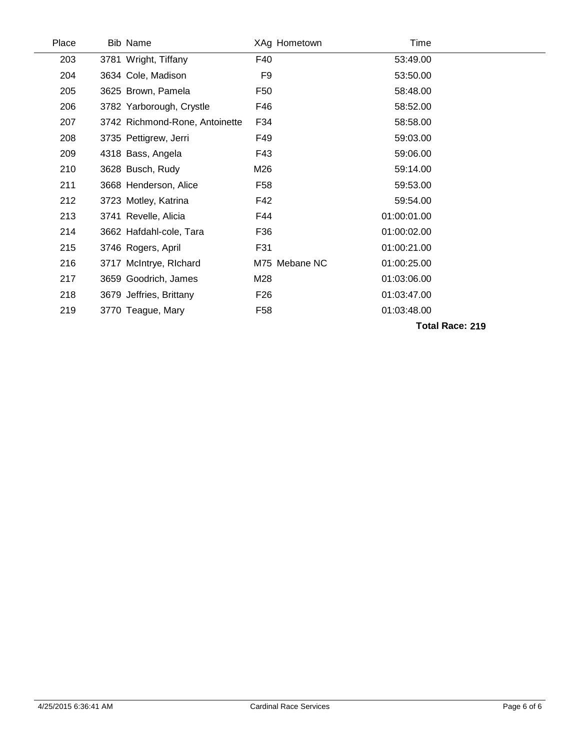| Place | Bib | Name | XAg | Hometown | Time |
|---|---|---|---|---|---|
| 203 | 3781 | Wright, Tiffany | F40 | | 53:49.00 |
| 204 | 3634 | Cole, Madison | F9 | | 53:50.00 |
| 205 | 3625 | Brown, Pamela | F50 | | 58:48.00 |
| 206 | 3782 | Yarborough, Crystle | F46 | | 58:52.00 |
| 207 | 3742 | Richmond-Rone, Antoinette | F34 | | 58:58.00 |
| 208 | 3735 | Pettigrew, Jerri | F49 | | 59:03.00 |
| 209 | 4318 | Bass, Angela | F43 | | 59:06.00 |
| 210 | 3628 | Busch, Rudy | M26 | | 59:14.00 |
| 211 | 3668 | Henderson, Alice | F58 | | 59:53.00 |
| 212 | 3723 | Motley, Katrina | F42 | | 59:54.00 |
| 213 | 3741 | Revelle, Alicia | F44 | | 01:00:01.00 |
| 214 | 3662 | Hafdahl-cole, Tara | F36 | | 01:00:02.00 |
| 215 | 3746 | Rogers, April | F31 | | 01:00:21.00 |
| 216 | 3717 | McIntrye, RIchard | M75 | Mebane NC | 01:00:25.00 |
| 217 | 3659 | Goodrich, James | M28 | | 01:03:06.00 |
| 218 | 3679 | Jeffries, Brittany | F26 | | 01:03:47.00 |
| 219 | 3770 | Teague, Mary | F58 | | 01:03:48.00 |

**Total Race: 219**

4/25/2015 6:36:41 AM Cardinal Race Services